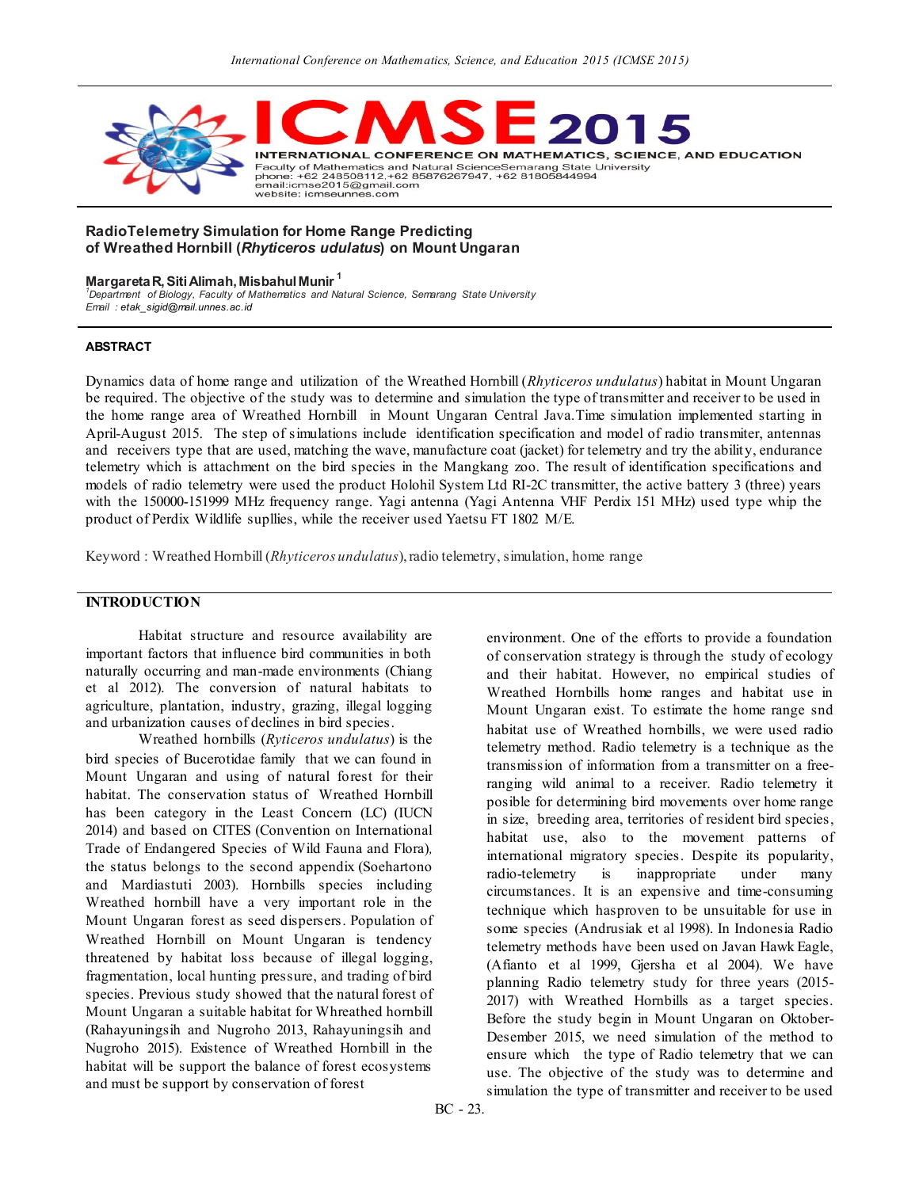# RadioTelemetry Simulation for Home Range Predicting of Wreathed Hornbill (*Rhyticeros udulatus*) on Mount Ungaran

**Margareta R, Siti Alimah, Misbahul Munir** [1]

[1]Department of Biology, Faculty of Mathematics and Natural Science, Semarang State University
Email : etak_sigid@mail.unnes.ac.id

## ABSTRACT

Dynamics data of home range and utilization of the Wreathed Hornbill (*Rhyticeros undulatus*) habitat in Mount Ungaran be required. The objective of the study was to determine and simulation the type of transmitter and receiver to be used in the home range area of Wreathed Hornbill in Mount Ungaran Central Java.Time simulation implemented starting in April-August 2015. The step of simulations include identification specification and model of radio transmiter, antennas and receivers type that are used, matching the wave, manufacture coat (jacket) for telemetry and try the ability, endurance telemetry which is attachment on the bird species in the Mangkang zoo. The result of identification specifications and models of radio telemetry were used the product Holohil System Ltd RI-2C transmitter, the active battery 3 (three) years with the 150000-151999 MHz frequency range. Yagi antenna (Yagi Antenna VHF Perdix 151 MHz) used type whip the product of Perdix Wildlife supllies, while the receiver used Yaetsu FT 1802 M/E.

Keyword : Wreathed Hornbill (*Rhyticeros undulatus*), radio telemetry, simulation, home range

## INTRODUCTION

Habitat structure and resource availability are important factors that influence bird communities in both naturally occurring and man-made environments (Chiang et al 2012). The conversion of natural habitats to agriculture, plantation, industry, grazing, illegal logging and urbanization causes of declines in bird species.

Wreathed hornbills (*Ryticeros undulatus*) is the bird species of Bucerotidae family that we can found in Mount Ungaran and using of natural forest for their habitat. The conservation status of Wreathed Hornbill has been category in the Least Concern (LC) (IUCN 2014) and based on CITES (Convention on International Trade of Endangered Species of Wild Fauna and Flora), the status belongs to the second appendix (Soehartono and Mardiastuti 2003). Hornbills species including Wreathed hornbill have a very important role in the Mount Ungaran forest as seed dispersers. Population of Wreathed Hornbill on Mount Ungaran is tendency threatened by habitat loss because of illegal logging, fragmentation, local hunting pressure, and trading of bird species. Previous study showed that the natural forest of Mount Ungaran a suitable habitat for Whreathed hornbill (Rahayuningsih and Nugroho 2013, Rahayuningsih and Nugroho 2015). Existence of Wreathed Hornbill in the habitat will be support the balance of forest ecosystems and must be support by conservation of forest environment. One of the efforts to provide a foundation of conservation strategy is through the study of ecology and their habitat. However, no empirical studies of Wreathed Hornbills home ranges and habitat use in Mount Ungaran exist. To estimate the home range snd habitat use of Wreathed hornbills, we were used radio telemetry method. Radio telemetry is a technique as the transmission of information from a transmitter on a free-ranging wild animal to a receiver. Radio telemetry it posible for determining bird movements over home range in size, breeding area, territories of resident bird species, habitat use, also to the movement patterns of international migratory species. Despite its popularity, radio-telemetry is inappropriate under many circumstances. It is an expensive and time-consuming technique which hasproven to be unsuitable for use in some species (Andrusiak et al 1998). In Indonesia Radio telemetry methods have been used on Javan Hawk Eagle, (Afianto et al 1999, Gjersha et al 2004). We have planning Radio telemetry study for three years (2015-2017) with Wreathed Hornbills as a target species. Before the study begin in Mount Ungaran on Oktober-Desember 2015, we need simulation of the method to ensure which the type of Radio telemetry that we can use. The objective of the study was to determine and simulation the type of transmitter and receiver to be used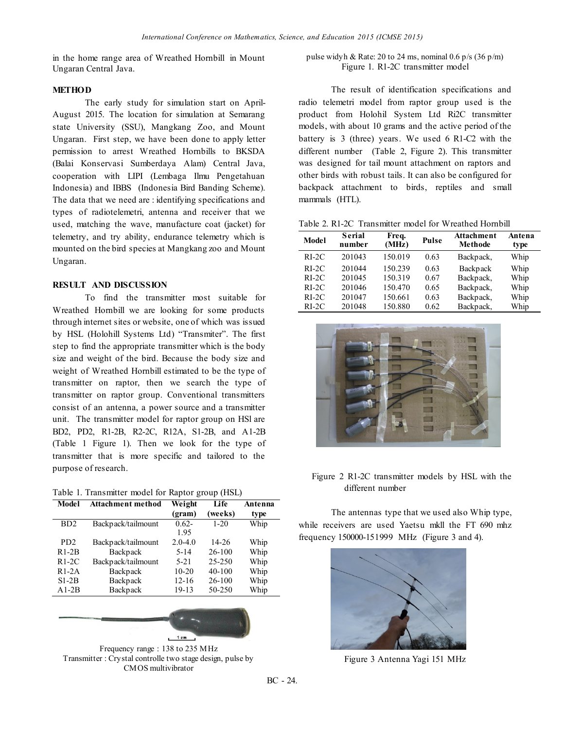in the home range area of Wreathed Hornbill in Mount Ungaran Central Java.

## METHOD

The early study for simulation start on April-August 2015. The location for simulation at Semarang state University (SSU), Mangkang Zoo, and Mount Ungaran. First step, we have been done to apply letter permission to arrest Wreathed Hornbills to BKSDA (Balai Konservasi Sumberdaya Alam) Central Java, cooperation with LIPI (Lembaga Ilmu Pengetahuan Indonesia) and IBBS (Indonesia Bird Banding Scheme). The data that we need are : identifying specifications and types of radiotelemetri, antenna and receiver that we used, matching the wave, manufacture coat (jacket) for telemetry, and try ability, endurance telemetry which is mounted on the bird species at Mangkang zoo and Mount Ungaran.

## RESULT AND DISCUSSION

To find the transmitter most suitable for Wreathed Hornbill we are looking for some products through internet sites or website, one of which was issued by HSL (Holohill Systems Ltd) "Transmiter". The first step to find the appropriate transmitter which is the body size and weight of the bird. Because the body size and weight of Wreathed Hornbill estimated to be the type of transmitter on raptor, then we search the type of transmitter on raptor group. Conventional transmitters consist of an antenna, a power source and a transmitter unit. The transmitter model for raptor group on HSl are BD2, PD2, R1-2B, R2-2C, R12A, S1-2B, and A1-2B (Table 1 Figure 1). Then we look for the type of transmitter that is more specific and tailored to the purpose of research.

Table 1. Transmitter model for Raptor group (HSL)

| Model | Attachment method | Weight (gram) | Life (weeks) | Antenna type |
|---|---|---|---|---|
| BD2 | Backpack/tailmount | 0.62-1.95 | 1-20 | Whip |
| PD2 | Backpack/tailmount | 2.0-4.0 | 14-26 | Whip |
| R1-2B | Backpack | 5-14 | 26-100 | Whip |
| R1-2C | Backpack/tailmount | 5-21 | 25-250 | Whip |
| R1-2A | Backpack | 10-20 | 40-100 | Whip |
| S1-2B | Backpack | 12-16 | 26-100 | Whip |
| A1-2B | Backpack | 19-13 | 50-250 | Whip |

Frequency range : 138 to 235 MHz
Transmitter : Crystal controlle two stage design, pulse by CMOS multivibrator
pulse widyh & Rate: 20 to 24 ms, nominal 0.6 p/s (36 p/m)

Figure 1. R1-2C transmitter model

The result of identification specifications and radio telemetri model from raptor group used is the product from Holohil System Ltd Ri2C transmitter models, with about 10 grams and the active period of the battery is 3 (three) years. We used 6 R1-C2 with the different number (Table 2, Figure 2). This transmitter was designed for tail mount attachment on raptors and other birds with robust tails. It can also be configured for backpack attachment to birds, reptiles and small mammals (HTL).

Table 2. R1-2C Transmitter model for Wreathed Hornbill

| Model | Serial number | Freq. (MHz) | Pulse | Attachment Methode | Antena type |
|---|---|---|---|---|---|
| RI-2C | 201043 | 150.019 | 0.63 | Backpack, | Whip |
| RI-2C | 201044 | 150.239 | 0.63 | Backpack | Whip |
| RI-2C | 201045 | 150.319 | 0.67 | Backpack, | Whip |
| RI-2C | 201046 | 150.470 | 0.65 | Backpack, | Whip |
| RI-2C | 201047 | 150.661 | 0.63 | Backpack, | Whip |
| RI-2C | 201048 | 150.880 | 0.62 | Backpack, | Whip |

Figure 2 R1-2C transmitter models by HSL with the different number

The antennas type that we used also Whip type, while receivers are used Yaetsu mkll the FT 690 mhz frequency 150000-151999 MHz (Figure 3 and 4).

Figure 3 Antenna Yagi 151 MHz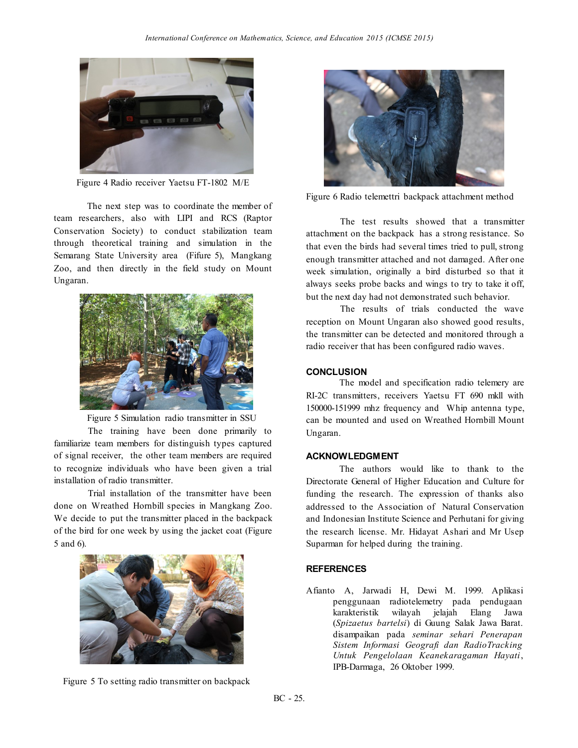Figure 4 Radio receiver Yaetsu FT-1802 M/E

The next step was to coordinate the member of team researchers, also with LIPI and RCS (Raptor Conservation Society) to conduct stabilization team through theoretical training and simulation in the Semarang State University area (Fifure 5), Mangkang Zoo, and then directly in the field study on Mount Ungaran.

Figure 5 Simulation radio transmitter in SSU

The training have been done primarily to familiarize team members for distinguish types captured of signal receiver, the other team members are required to recognize individuals who have been given a trial installation of radio transmitter.

Trial installation of the transmitter have been done on Wreathed Hornbill species in Mangkang Zoo. We decide to put the transmitter placed in the backpack of the bird for one week by using the jacket coat (Figure 5 and 6).

Figure 5 To setting radio transmitter on backpack

Figure 6 Radio telemettri backpack attachment method

The test results showed that a transmitter attachment on the backpack has a strong resistance. So that even the birds had several times tried to pull, strong enough transmitter attached and not damaged. After one week simulation, originally a bird disturbed so that it always seeks probe backs and wings to try to take it off, but the next day had not demonstrated such behavior.

The results of trials conducted the wave reception on Mount Ungaran also showed good results, the transmitter can be detected and monitored through a radio receiver that has been configured radio waves.

## CONCLUSION

The model and specification radio telemery are RI-2C transmitters, receivers Yaetsu FT 690 mkll with 150000-151999 mhz frequency and Whip antenna type, can be mounted and used on Wreathed Hornbill Mount Ungaran.

## ACKNOWLEDGMENT

The authors would like to thank to the Directorate General of Higher Education and Culture for funding the research. The expression of thanks also addressed to the Association of Natural Conservation and Indonesian Institute Science and Perhutani for giving the research license. Mr. Hidayat Ashari and Mr Usep Suparman for helped during the training.

## REFERENCES

Afianto A, Jarwadi H, Dewi M. 1999. Aplikasi penggunaan radiotelemetry pada pendugaan karakteristik wilayah jelajah Elang Jawa (*Spizaetus bartelsi*) di Guung Salak Jawa Barat. disampaikan pada *seminar sehari Penerapan Sistem Informasi Geografi dan RadioTracking Untuk Pengelolaan Keanekaragaman Hayati*, IPB-Darmaga, 26 Oktober 1999.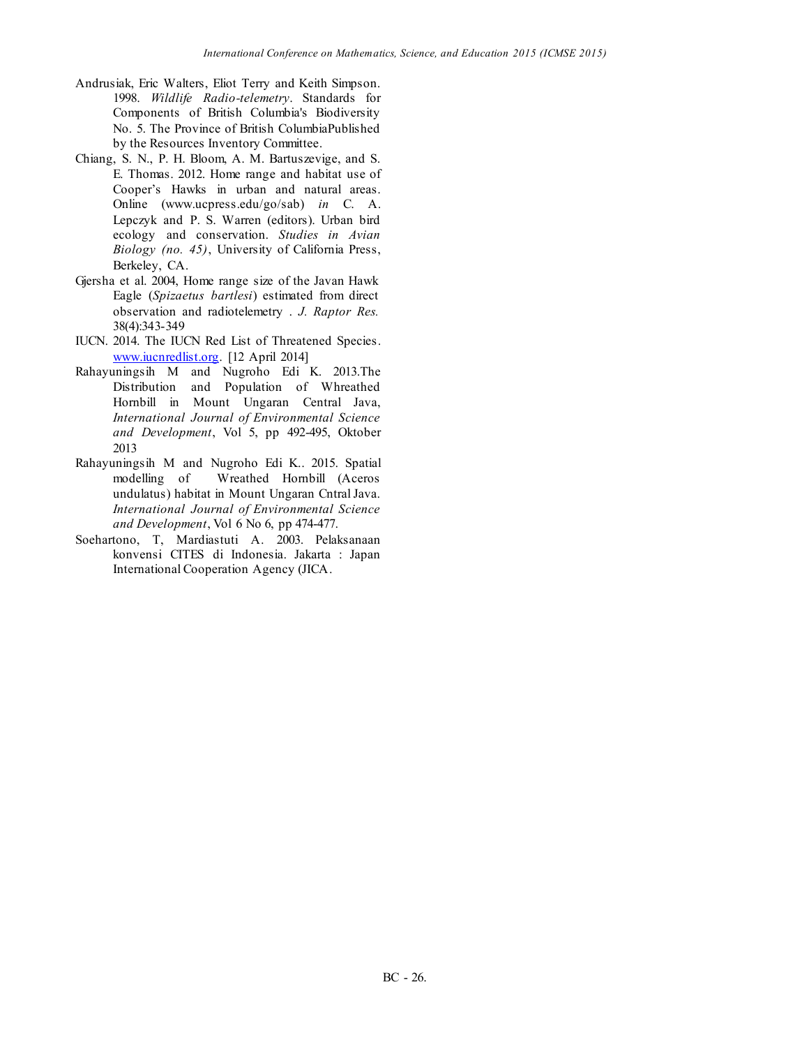Andrusiak, Eric Walters, Eliot Terry and Keith Simpson. 1998. *Wildlife Radio-telemetry*. Standards for Components of British Columbia's Biodiversity No. 5. The Province of British ColumbiaPublished by the Resources Inventory Committee.

Chiang, S. N., P. H. Bloom, A. M. Bartuszevige, and S. E. Thomas. 2012. Home range and habitat use of Cooper's Hawks in urban and natural areas. Online (www.ucpress.edu/go/sab) *in* C. A. Lepczyk and P. S. Warren (editors). Urban bird ecology and conservation. *Studies in Avian Biology (no. 45)*, University of California Press, Berkeley, CA.

Gjersha et al. 2004, Home range size of the Javan Hawk Eagle (*Spizaetus bartlesi*) estimated from direct observation and radiotelemetry . *J. Raptor Res.* 38(4):343-349

IUCN. 2014. The IUCN Red List of Threatened Species. www.iucnredlist.org. [12 April 2014]

Rahayuningsih M and Nugroho Edi K. 2013.The Distribution and Population of Whreathed Hornbill in Mount Ungaran Central Java, *International Journal of Environmental Science and Development*, Vol 5, pp 492-495, Oktober 2013

Rahayuningsih M and Nugroho Edi K.. 2015. Spatial modelling of Wreathed Hornbill (Aceros undulatus) habitat in Mount Ungaran Cntral Java. *International Journal of Environmental Science and Development*, Vol 6 No 6, pp 474-477.

Soehartono, T, Mardiastuti A. 2003. Pelaksanaan konvensi CITES di Indonesia. Jakarta : Japan International Cooperation Agency (JICA.